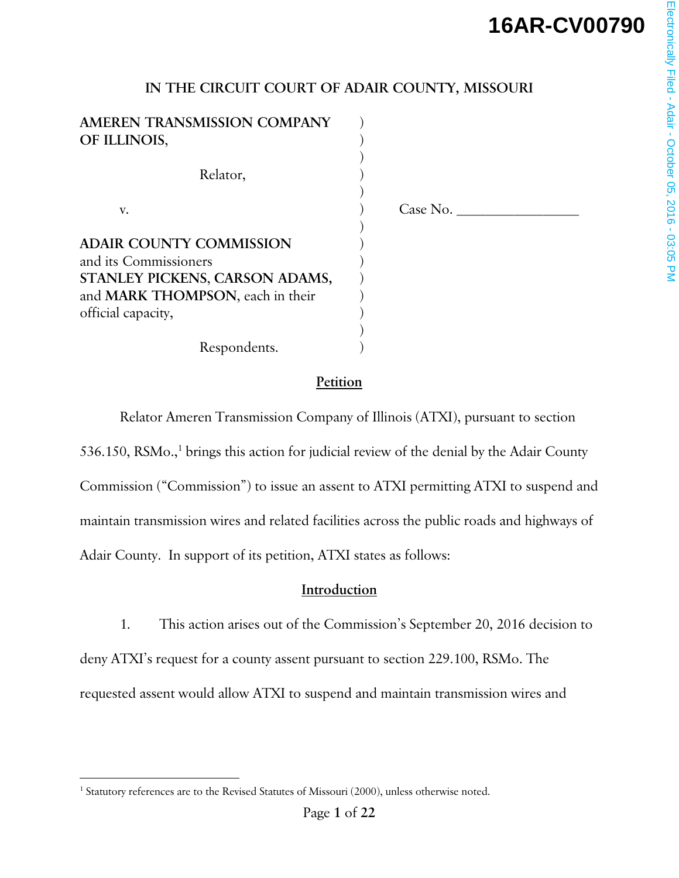16AR-CV00790

**IN THE CIRCUIT COURT OF ADAIR COUNTY, MISSOURI**

**AMEREN TRANSMISSION COMPANY OF ILLINOIS,**

Relator,

v.

**ADAIR COUNTY COMMISSION** and its Commissioners **STANLEY PICKENS**, **CARSON ADAMS**, and **MARK THOMPSON**, each in their official capacity,

Respondents.

Case No. _______________

## Petition

Relator Ameren Transmission Company of Illinois (ATXI), pursuant to section 536.150, RSMo.,[1] brings this action for judicial review of the denial by the Adair County Commission ("Commission") to issue an assent to ATXI permitting ATXI to suspend and maintain transmission wires and related facilities across the public roads and highways of Adair County. In support of its petition, ATXI states as follows:

## Introduction

1. This action arises out of the Commission's September 20, 2016 decision to deny ATXI's request for a county assent pursuant to section 229.100, RSMo. The requested assent would allow ATXI to suspend and maintain transmission wires and

[1] Statutory references are to the Revised Statutes of Missouri (2000), unless otherwise noted.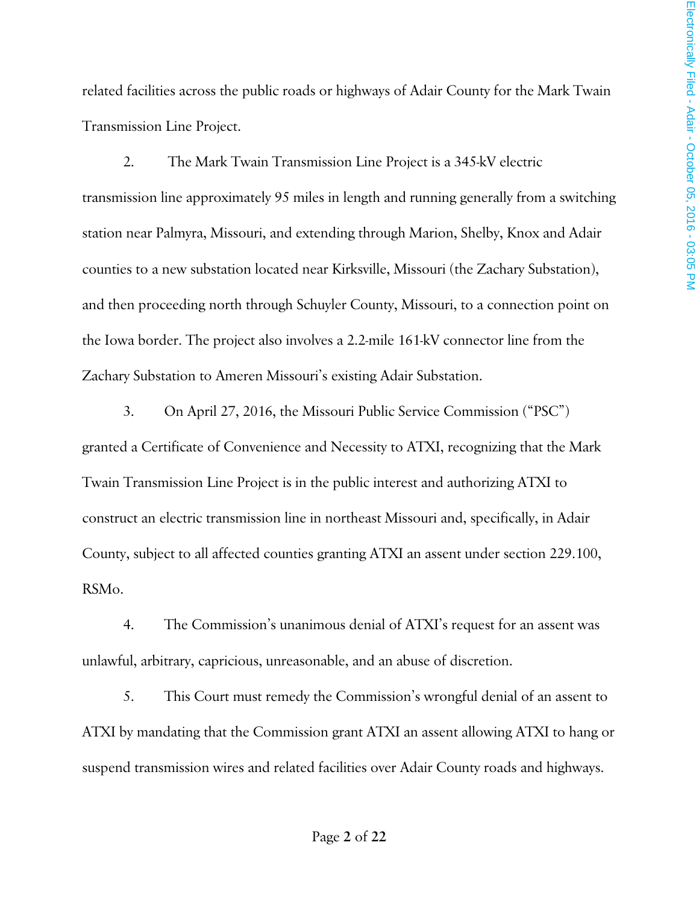related facilities across the public roads or highways of Adair County for the Mark Twain Transmission Line Project.

2. The Mark Twain Transmission Line Project is a 345-kV electric transmission line approximately 95 miles in length and running generally from a switching station near Palmyra, Missouri, and extending through Marion, Shelby, Knox and Adair counties to a new substation located near Kirksville, Missouri (the Zachary Substation), and then proceeding north through Schuyler County, Missouri, to a connection point on the Iowa border. The project also involves a 2.2-mile 161-kV connector line from the Zachary Substation to Ameren Missouri's existing Adair Substation.

3. On April 27, 2016, the Missouri Public Service Commission ("PSC") granted a Certificate of Convenience and Necessity to ATXI, recognizing that the Mark Twain Transmission Line Project is in the public interest and authorizing ATXI to construct an electric transmission line in northeast Missouri and, specifically, in Adair County, subject to all affected counties granting ATXI an assent under section 229.100, RSMo.

4. The Commission's unanimous denial of ATXI's request for an assent was unlawful, arbitrary, capricious, unreasonable, and an abuse of discretion.

5. This Court must remedy the Commission's wrongful denial of an assent to ATXI by mandating that the Commission grant ATXI an assent allowing ATXI to hang or suspend transmission wires and related facilities over Adair County roads and highways.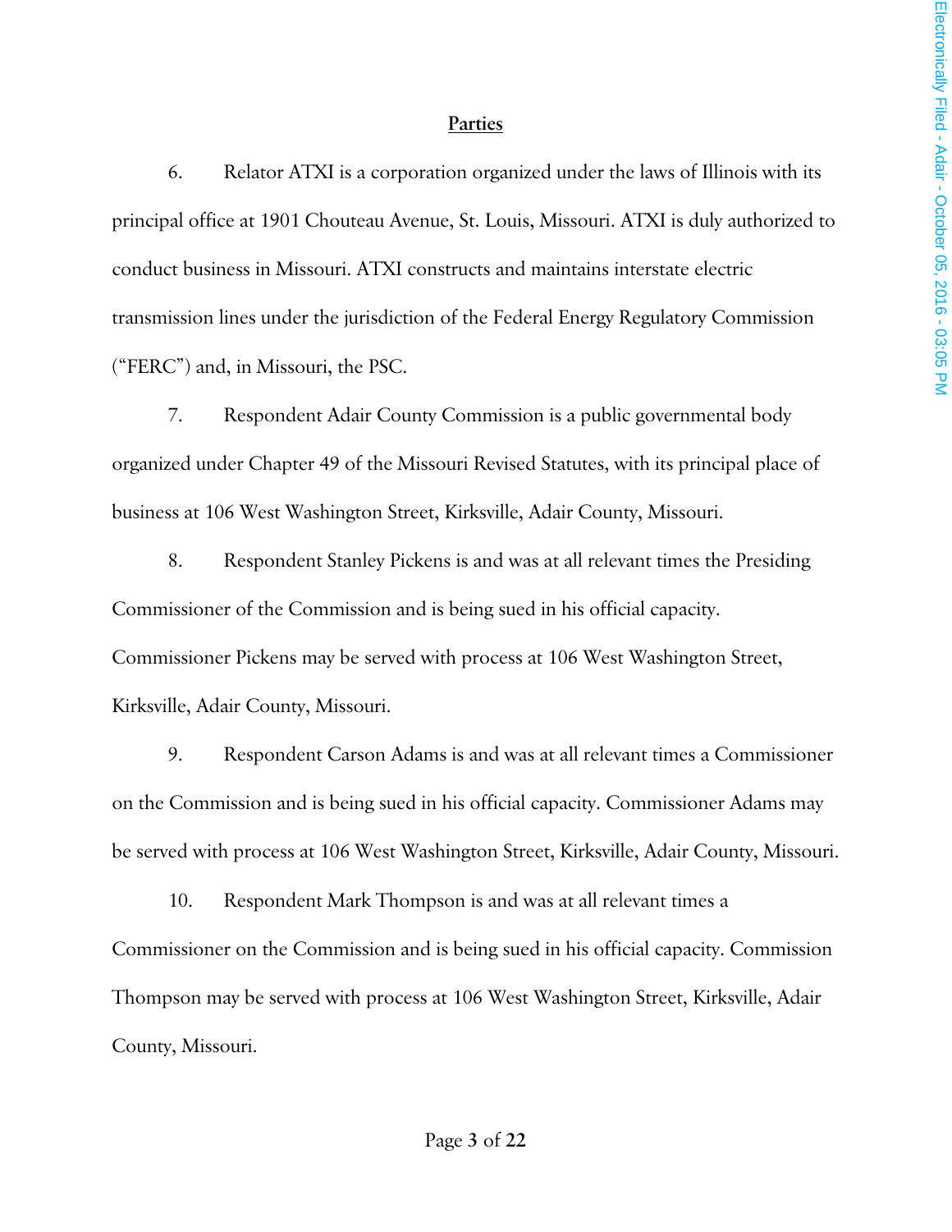**Parties**

6. Relator ATXI is a corporation organized under the laws of Illinois with its principal office at 1901 Chouteau Avenue, St. Louis, Missouri. ATXI is duly authorized to conduct business in Missouri. ATXI constructs and maintains interstate electric transmission lines under the jurisdiction of the Federal Energy Regulatory Commission ("FERC") and, in Missouri, the PSC.

7. Respondent Adair County Commission is a public governmental body organized under Chapter 49 of the Missouri Revised Statutes, with its principal place of business at 106 West Washington Street, Kirksville, Adair County, Missouri.

8. Respondent Stanley Pickens is and was at all relevant times the Presiding Commissioner of the Commission and is being sued in his official capacity. Commissioner Pickens may be served with process at 106 West Washington Street, Kirksville, Adair County, Missouri.

9. Respondent Carson Adams is and was at all relevant times a Commissioner on the Commission and is being sued in his official capacity. Commissioner Adams may be served with process at 106 West Washington Street, Kirksville, Adair County, Missouri.

10. Respondent Mark Thompson is and was at all relevant times a Commissioner on the Commission and is being sued in his official capacity. Commission Thompson may be served with process at 106 West Washington Street, Kirksville, Adair County, Missouri.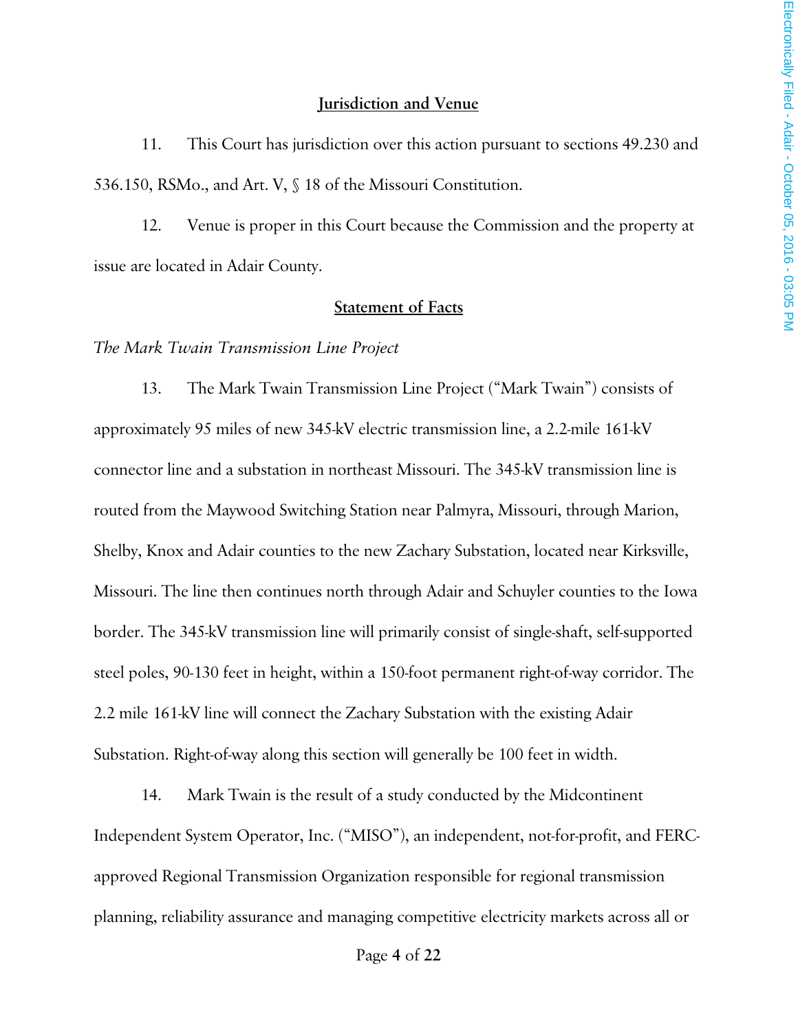## Jurisdiction and Venue

11. This Court has jurisdiction over this action pursuant to sections 49.230 and 536.150, RSMo., and Art. V, § 18 of the Missouri Constitution.

12. Venue is proper in this Court because the Commission and the property at issue are located in Adair County.

## Statement of Facts

*The Mark Twain Transmission Line Project*

13. The Mark Twain Transmission Line Project ("Mark Twain") consists of approximately 95 miles of new 345-kV electric transmission line, a 2.2-mile 161-kV connector line and a substation in northeast Missouri. The 345-kV transmission line is routed from the Maywood Switching Station near Palmyra, Missouri, through Marion, Shelby, Knox and Adair counties to the new Zachary Substation, located near Kirksville, Missouri. The line then continues north through Adair and Schuyler counties to the Iowa border. The 345-kV transmission line will primarily consist of single-shaft, self-supported steel poles, 90-130 feet in height, within a 150-foot permanent right-of-way corridor. The 2.2 mile 161-kV line will connect the Zachary Substation with the existing Adair Substation. Right-of-way along this section will generally be 100 feet in width.

14. Mark Twain is the result of a study conducted by the Midcontinent Independent System Operator, Inc. ("MISO"), an independent, not-for-profit, and FERC-approved Regional Transmission Organization responsible for regional transmission planning, reliability assurance and managing competitive electricity markets across all or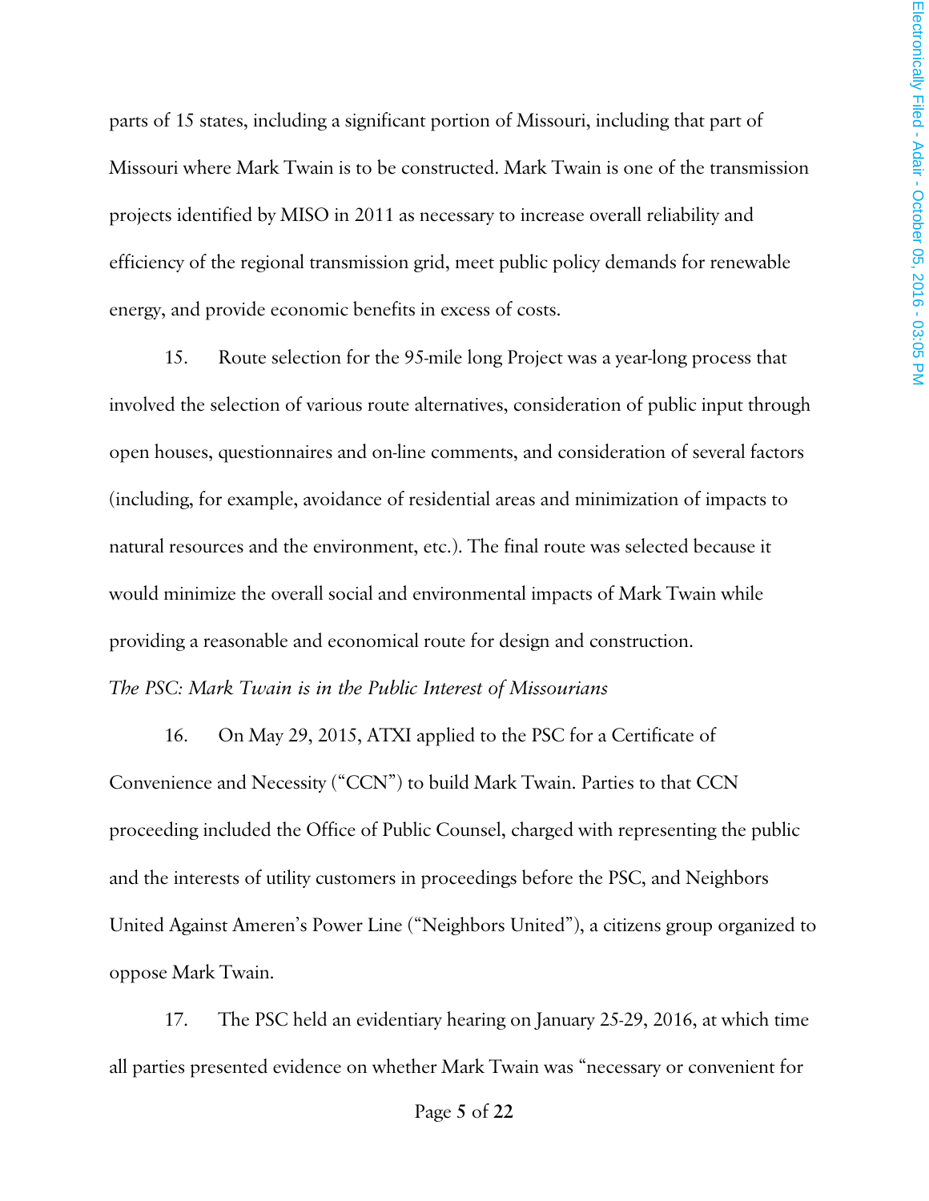parts of 15 states, including a significant portion of Missouri, including that part of Missouri where Mark Twain is to be constructed. Mark Twain is one of the transmission projects identified by MISO in 2011 as necessary to increase overall reliability and efficiency of the regional transmission grid, meet public policy demands for renewable energy, and provide economic benefits in excess of costs.

15. Route selection for the 95-mile long Project was a year-long process that involved the selection of various route alternatives, consideration of public input through open houses, questionnaires and on-line comments, and consideration of several factors (including, for example, avoidance of residential areas and minimization of impacts to natural resources and the environment, etc.). The final route was selected because it would minimize the overall social and environmental impacts of Mark Twain while providing a reasonable and economical route for design and construction.

*The PSC: Mark Twain is in the Public Interest of Missourians*

16. On May 29, 2015, ATXI applied to the PSC for a Certificate of Convenience and Necessity ("CCN") to build Mark Twain. Parties to that CCN proceeding included the Office of Public Counsel, charged with representing the public and the interests of utility customers in proceedings before the PSC, and Neighbors United Against Ameren's Power Line ("Neighbors United"), a citizens group organized to oppose Mark Twain.

17. The PSC held an evidentiary hearing on January 25-29, 2016, at which time all parties presented evidence on whether Mark Twain was "necessary or convenient for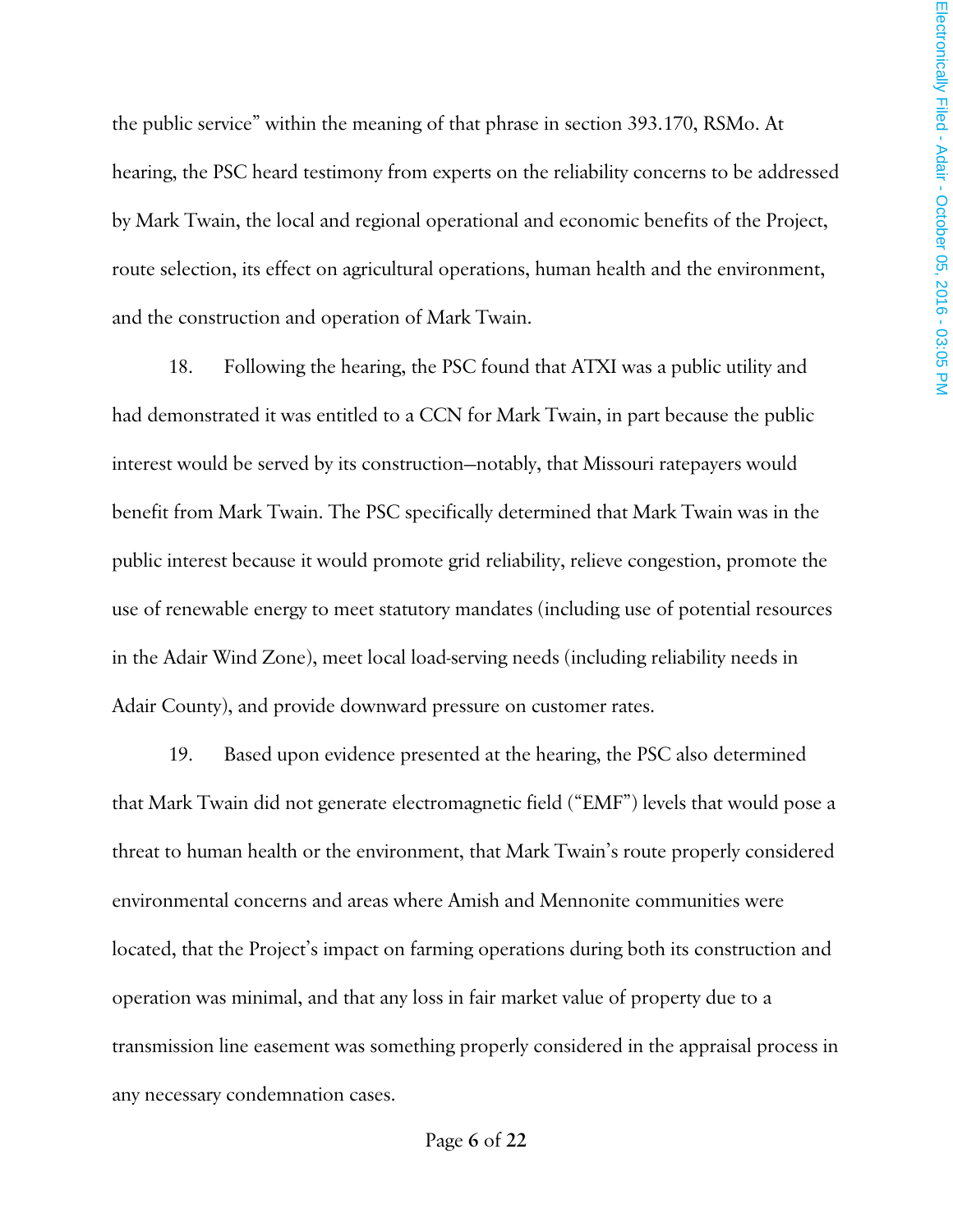the public service" within the meaning of that phrase in section 393.170, RSMo. At hearing, the PSC heard testimony from experts on the reliability concerns to be addressed by Mark Twain, the local and regional operational and economic benefits of the Project, route selection, its effect on agricultural operations, human health and the environment, and the construction and operation of Mark Twain.

18. Following the hearing, the PSC found that ATXI was a public utility and had demonstrated it was entitled to a CCN for Mark Twain, in part because the public interest would be served by its construction—notably, that Missouri ratepayers would benefit from Mark Twain. The PSC specifically determined that Mark Twain was in the public interest because it would promote grid reliability, relieve congestion, promote the use of renewable energy to meet statutory mandates (including use of potential resources in the Adair Wind Zone), meet local load-serving needs (including reliability needs in Adair County), and provide downward pressure on customer rates.

19. Based upon evidence presented at the hearing, the PSC also determined that Mark Twain did not generate electromagnetic field ("EMF") levels that would pose a threat to human health or the environment, that Mark Twain's route properly considered environmental concerns and areas where Amish and Mennonite communities were located, that the Project's impact on farming operations during both its construction and operation was minimal, and that any loss in fair market value of property due to a transmission line easement was something properly considered in the appraisal process in any necessary condemnation cases.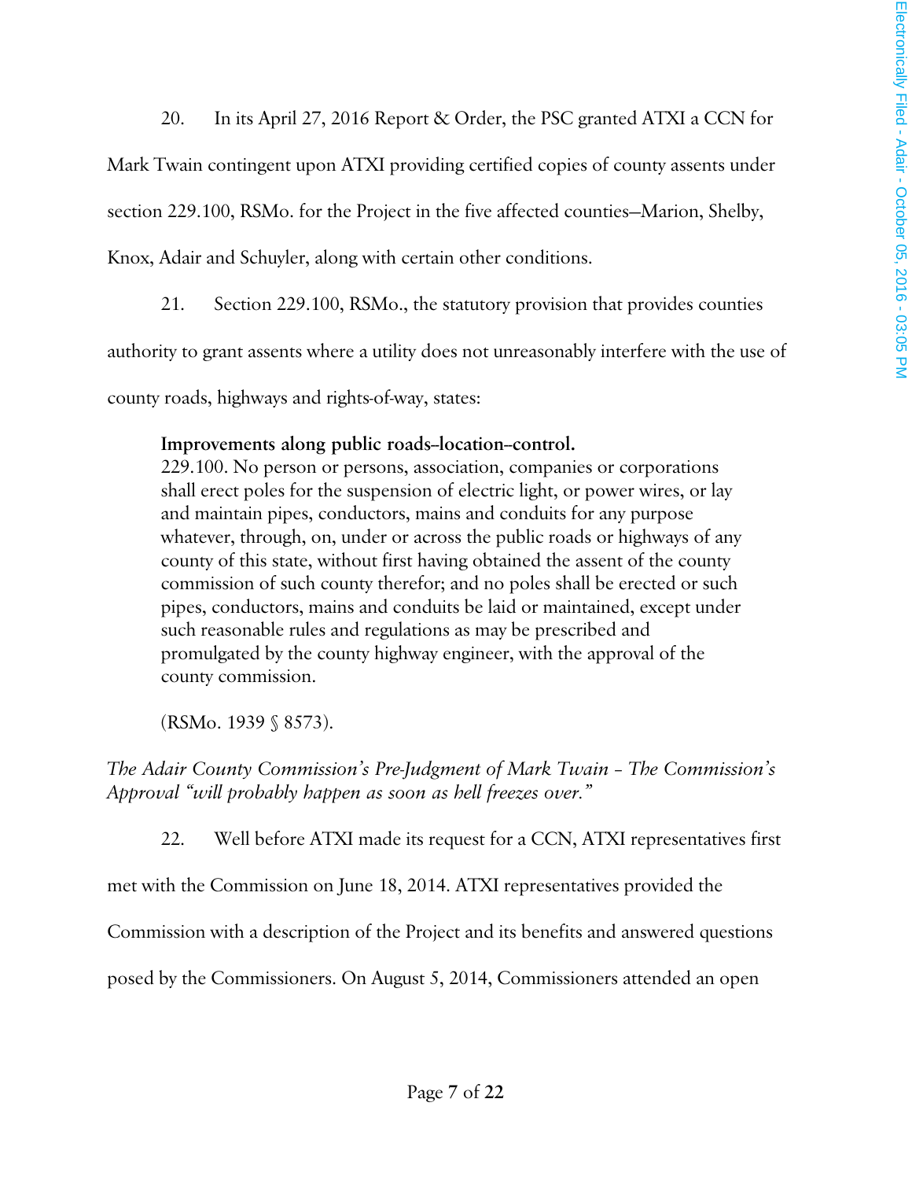20. In its April 27, 2016 Report & Order, the PSC granted ATXI a CCN for Mark Twain contingent upon ATXI providing certified copies of county assents under section 229.100, RSMo. for the Project in the five affected counties—Marion, Shelby, Knox, Adair and Schuyler, along with certain other conditions.

21. Section 229.100, RSMo., the statutory provision that provides counties authority to grant assents where a utility does not unreasonably interfere with the use of county roads, highways and rights-of-way, states:

> **Improvements along public roads–location–control.**
> 229.100. No person or persons, association, companies or corporations shall erect poles for the suspension of electric light, or power wires, or lay and maintain pipes, conductors, mains and conduits for any purpose whatever, through, on, under or across the public roads or highways of any county of this state, without first having obtained the assent of the county commission of such county therefor; and no poles shall be erected or such pipes, conductors, mains and conduits be laid or maintained, except under such reasonable rules and regulations as may be prescribed and promulgated by the county highway engineer, with the approval of the county commission.
>
> (RSMo. 1939 § 8573).

*The Adair County Commission's Pre-Judgment of Mark Twain – The Commission's Approval "will probably happen as soon as hell freezes over."*

22. Well before ATXI made its request for a CCN, ATXI representatives first met with the Commission on June 18, 2014. ATXI representatives provided the Commission with a description of the Project and its benefits and answered questions posed by the Commissioners. On August 5, 2014, Commissioners attended an open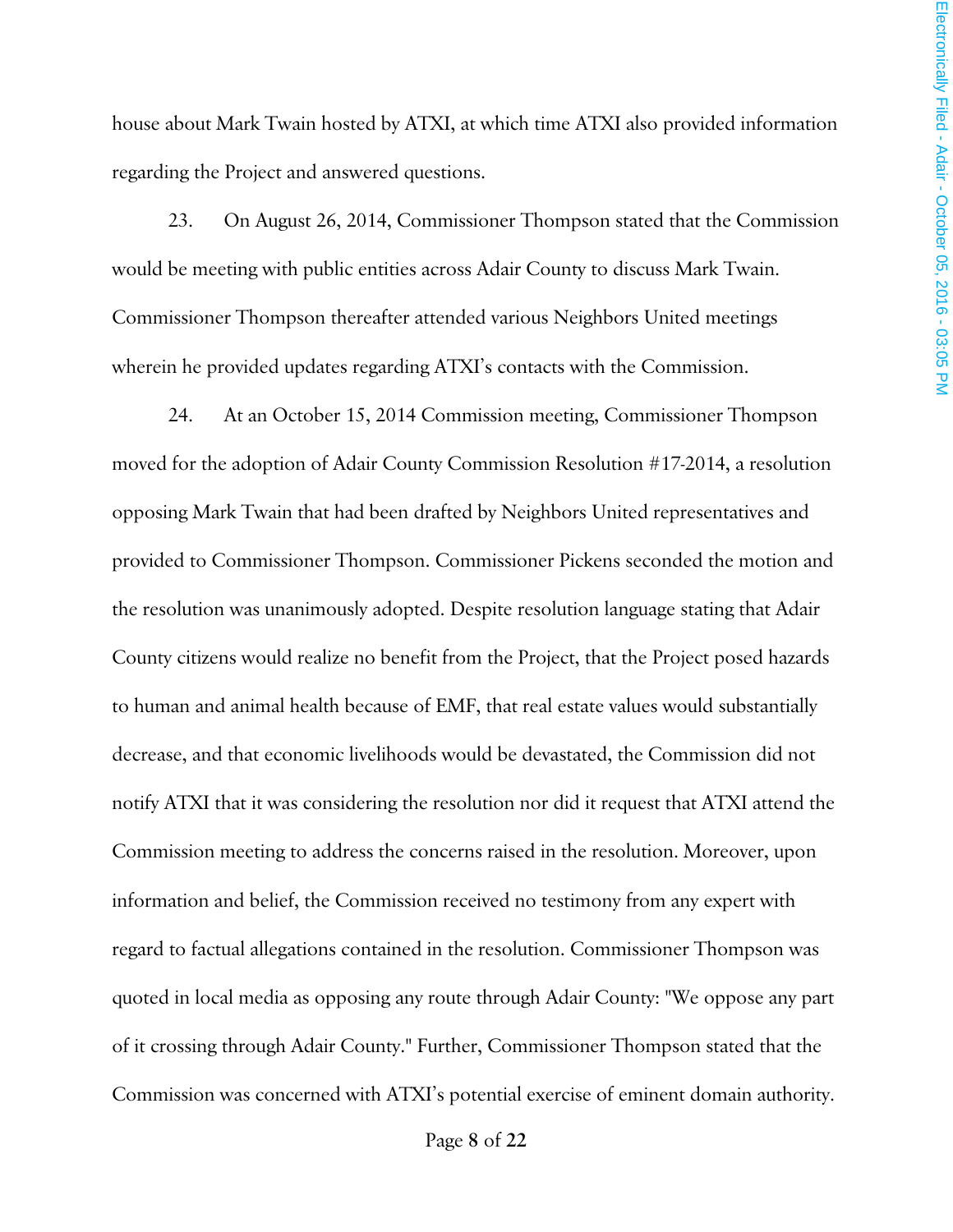house about Mark Twain hosted by ATXI, at which time ATXI also provided information regarding the Project and answered questions.

23. On August 26, 2014, Commissioner Thompson stated that the Commission would be meeting with public entities across Adair County to discuss Mark Twain. Commissioner Thompson thereafter attended various Neighbors United meetings wherein he provided updates regarding ATXI's contacts with the Commission.

24. At an October 15, 2014 Commission meeting, Commissioner Thompson moved for the adoption of Adair County Commission Resolution #17-2014, a resolution opposing Mark Twain that had been drafted by Neighbors United representatives and provided to Commissioner Thompson. Commissioner Pickens seconded the motion and the resolution was unanimously adopted. Despite resolution language stating that Adair County citizens would realize no benefit from the Project, that the Project posed hazards to human and animal health because of EMF, that real estate values would substantially decrease, and that economic livelihoods would be devastated, the Commission did not notify ATXI that it was considering the resolution nor did it request that ATXI attend the Commission meeting to address the concerns raised in the resolution. Moreover, upon information and belief, the Commission received no testimony from any expert with regard to factual allegations contained in the resolution. Commissioner Thompson was quoted in local media as opposing any route through Adair County: "We oppose any part of it crossing through Adair County." Further, Commissioner Thompson stated that the Commission was concerned with ATXI's potential exercise of eminent domain authority.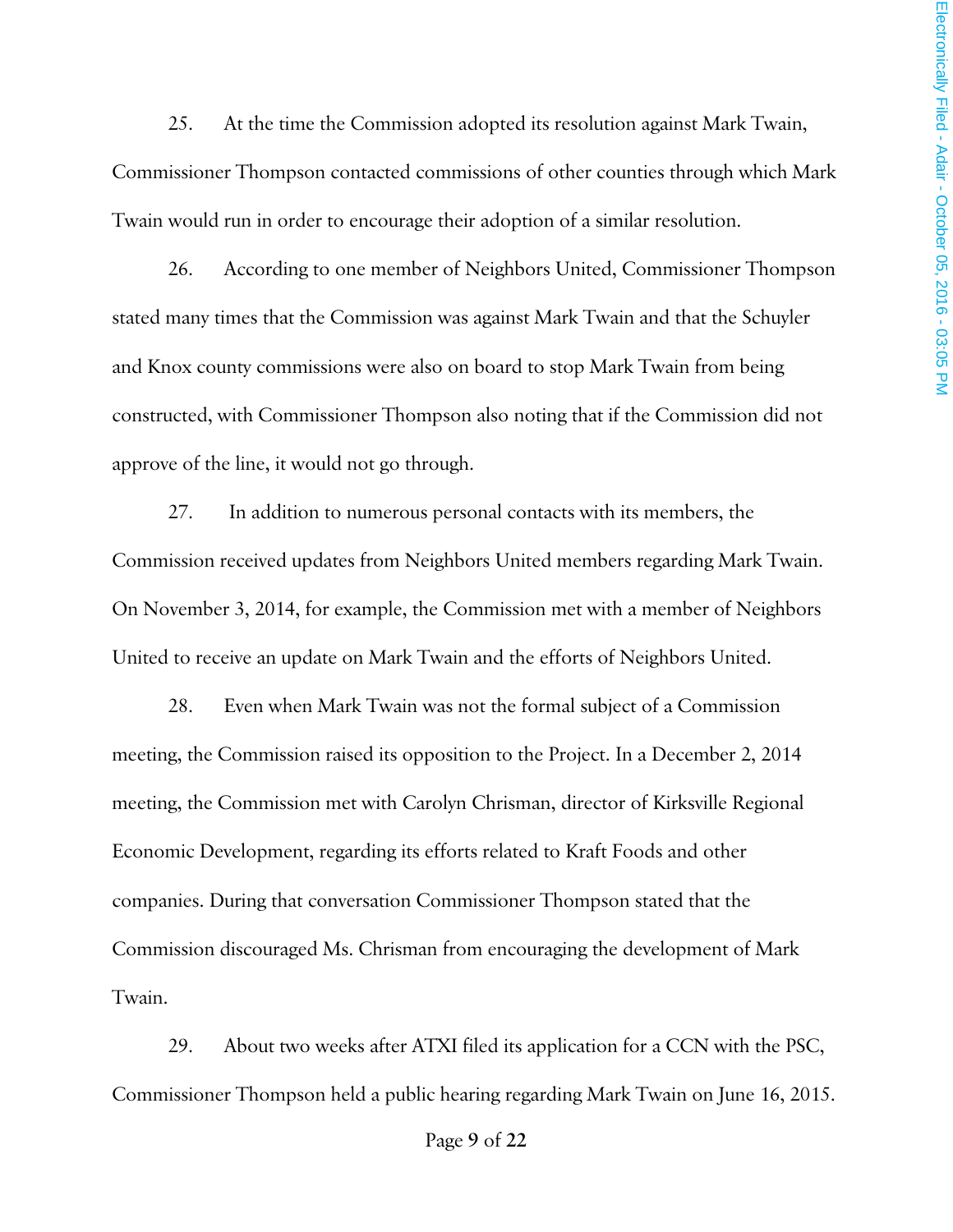25. At the time the Commission adopted its resolution against Mark Twain, Commissioner Thompson contacted commissions of other counties through which Mark Twain would run in order to encourage their adoption of a similar resolution.

26. According to one member of Neighbors United, Commissioner Thompson stated many times that the Commission was against Mark Twain and that the Schuyler and Knox county commissions were also on board to stop Mark Twain from being constructed, with Commissioner Thompson also noting that if the Commission did not approve of the line, it would not go through.

27. In addition to numerous personal contacts with its members, the Commission received updates from Neighbors United members regarding Mark Twain. On November 3, 2014, for example, the Commission met with a member of Neighbors United to receive an update on Mark Twain and the efforts of Neighbors United.

28. Even when Mark Twain was not the formal subject of a Commission meeting, the Commission raised its opposition to the Project. In a December 2, 2014 meeting, the Commission met with Carolyn Chrisman, director of Kirksville Regional Economic Development, regarding its efforts related to Kraft Foods and other companies. During that conversation Commissioner Thompson stated that the Commission discouraged Ms. Chrisman from encouraging the development of Mark Twain.

29. About two weeks after ATXI filed its application for a CCN with the PSC, Commissioner Thompson held a public hearing regarding Mark Twain on June 16, 2015.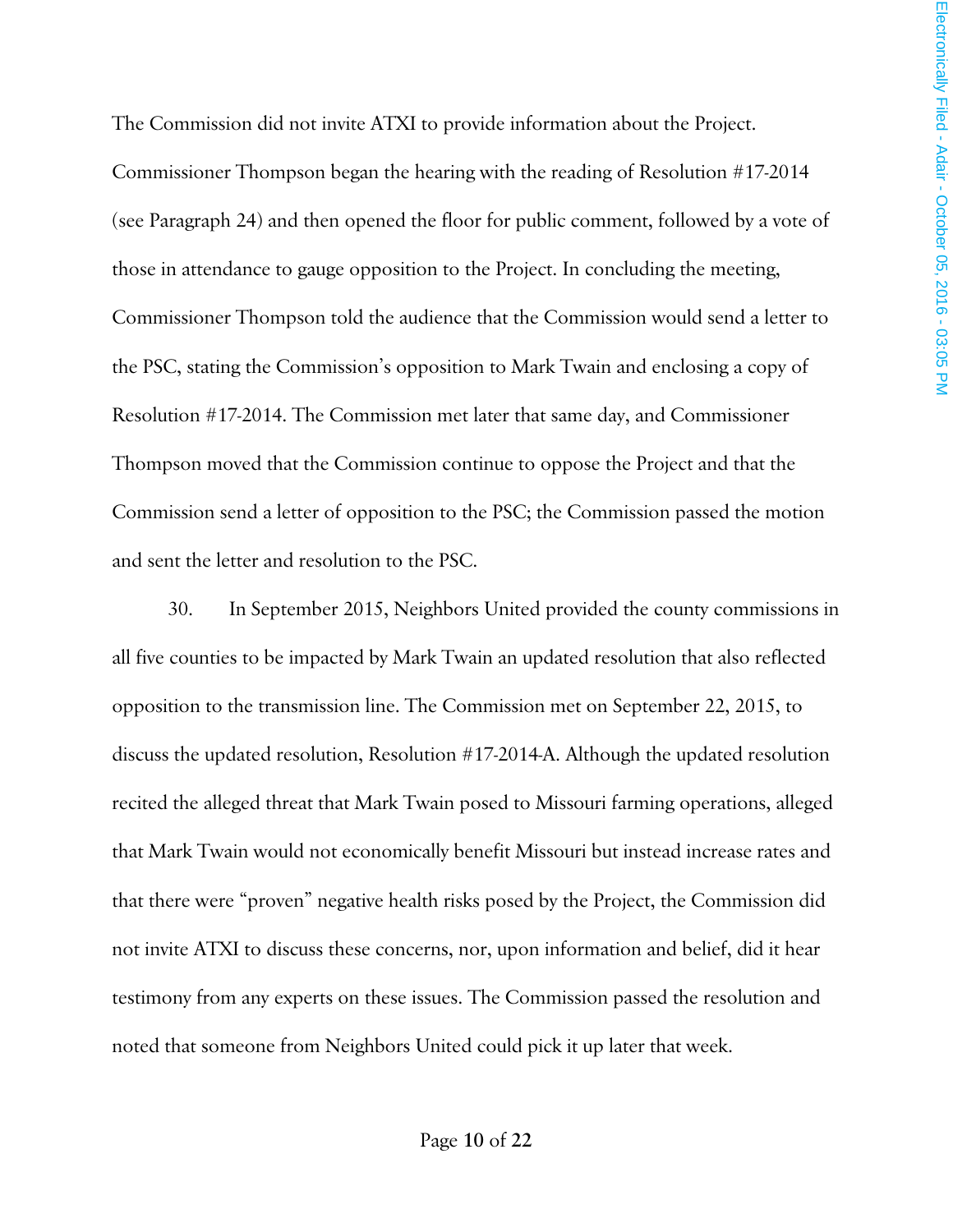The Commission did not invite ATXI to provide information about the Project. Commissioner Thompson began the hearing with the reading of Resolution #17-2014 (see Paragraph 24) and then opened the floor for public comment, followed by a vote of those in attendance to gauge opposition to the Project. In concluding the meeting, Commissioner Thompson told the audience that the Commission would send a letter to the PSC, stating the Commission's opposition to Mark Twain and enclosing a copy of Resolution #17-2014. The Commission met later that same day, and Commissioner Thompson moved that the Commission continue to oppose the Project and that the Commission send a letter of opposition to the PSC; the Commission passed the motion and sent the letter and resolution to the PSC.

30. In September 2015, Neighbors United provided the county commissions in all five counties to be impacted by Mark Twain an updated resolution that also reflected opposition to the transmission line. The Commission met on September 22, 2015, to discuss the updated resolution, Resolution #17-2014-A. Although the updated resolution recited the alleged threat that Mark Twain posed to Missouri farming operations, alleged that Mark Twain would not economically benefit Missouri but instead increase rates and that there were "proven" negative health risks posed by the Project, the Commission did not invite ATXI to discuss these concerns, nor, upon information and belief, did it hear testimony from any experts on these issues. The Commission passed the resolution and noted that someone from Neighbors United could pick it up later that week.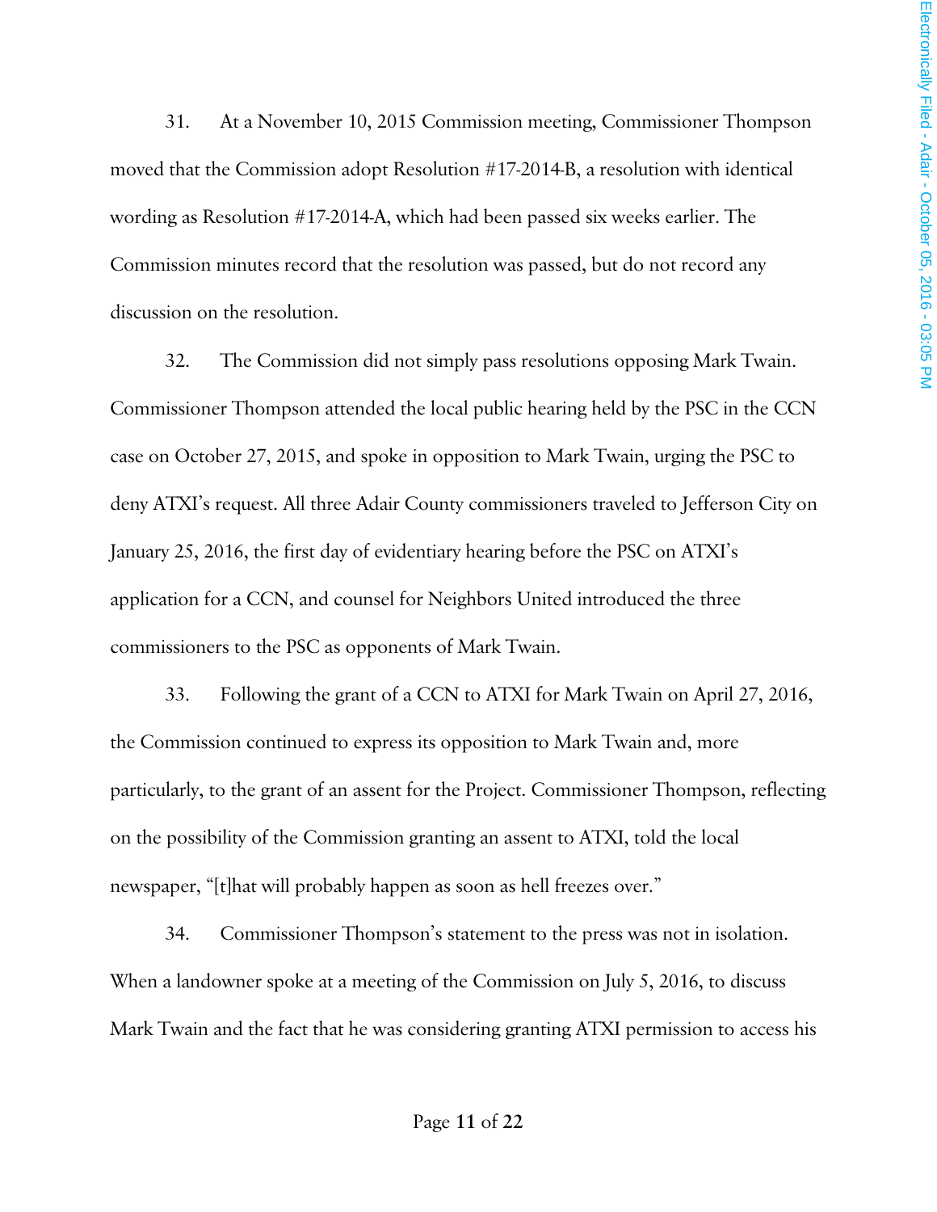31. At a November 10, 2015 Commission meeting, Commissioner Thompson moved that the Commission adopt Resolution #17-2014-B, a resolution with identical wording as Resolution #17-2014-A, which had been passed six weeks earlier. The Commission minutes record that the resolution was passed, but do not record any discussion on the resolution.

32. The Commission did not simply pass resolutions opposing Mark Twain. Commissioner Thompson attended the local public hearing held by the PSC in the CCN case on October 27, 2015, and spoke in opposition to Mark Twain, urging the PSC to deny ATXI's request. All three Adair County commissioners traveled to Jefferson City on January 25, 2016, the first day of evidentiary hearing before the PSC on ATXI's application for a CCN, and counsel for Neighbors United introduced the three commissioners to the PSC as opponents of Mark Twain.

33. Following the grant of a CCN to ATXI for Mark Twain on April 27, 2016, the Commission continued to express its opposition to Mark Twain and, more particularly, to the grant of an assent for the Project. Commissioner Thompson, reflecting on the possibility of the Commission granting an assent to ATXI, told the local newspaper, "[t]hat will probably happen as soon as hell freezes over."

34. Commissioner Thompson's statement to the press was not in isolation. When a landowner spoke at a meeting of the Commission on July 5, 2016, to discuss Mark Twain and the fact that he was considering granting ATXI permission to access his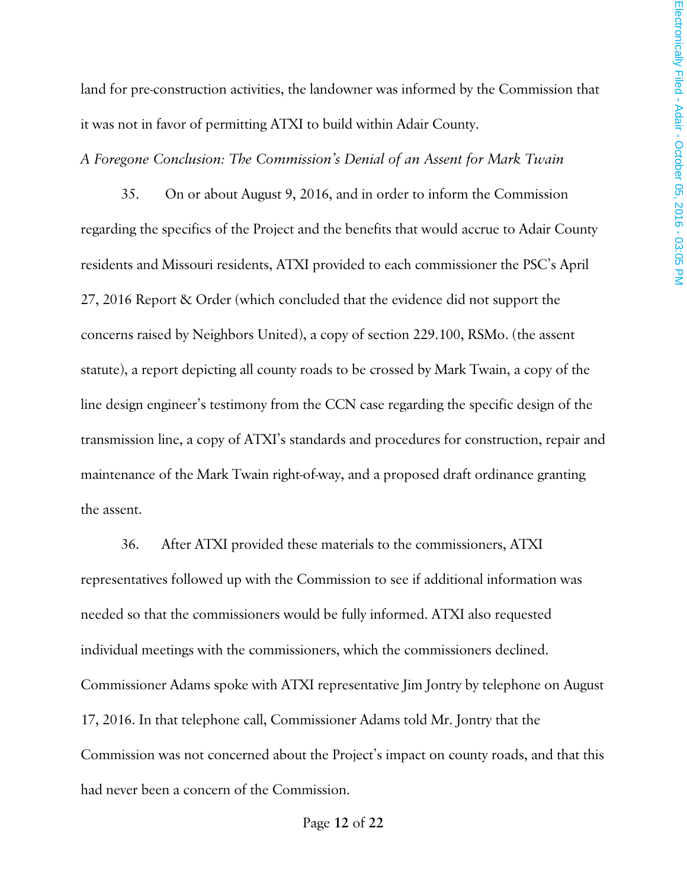land for pre-construction activities, the landowner was informed by the Commission that it was not in favor of permitting ATXI to build within Adair County.

*A Foregone Conclusion: The Commission's Denial of an Assent for Mark Twain*

35. On or about August 9, 2016, and in order to inform the Commission regarding the specifics of the Project and the benefits that would accrue to Adair County residents and Missouri residents, ATXI provided to each commissioner the PSC's April 27, 2016 Report & Order (which concluded that the evidence did not support the concerns raised by Neighbors United), a copy of section 229.100, RSMo. (the assent statute), a report depicting all county roads to be crossed by Mark Twain, a copy of the line design engineer's testimony from the CCN case regarding the specific design of the transmission line, a copy of ATXI's standards and procedures for construction, repair and maintenance of the Mark Twain right-of-way, and a proposed draft ordinance granting the assent.

36. After ATXI provided these materials to the commissioners, ATXI representatives followed up with the Commission to see if additional information was needed so that the commissioners would be fully informed. ATXI also requested individual meetings with the commissioners, which the commissioners declined. Commissioner Adams spoke with ATXI representative Jim Jontry by telephone on August 17, 2016. In that telephone call, Commissioner Adams told Mr. Jontry that the Commission was not concerned about the Project's impact on county roads, and that this had never been a concern of the Commission.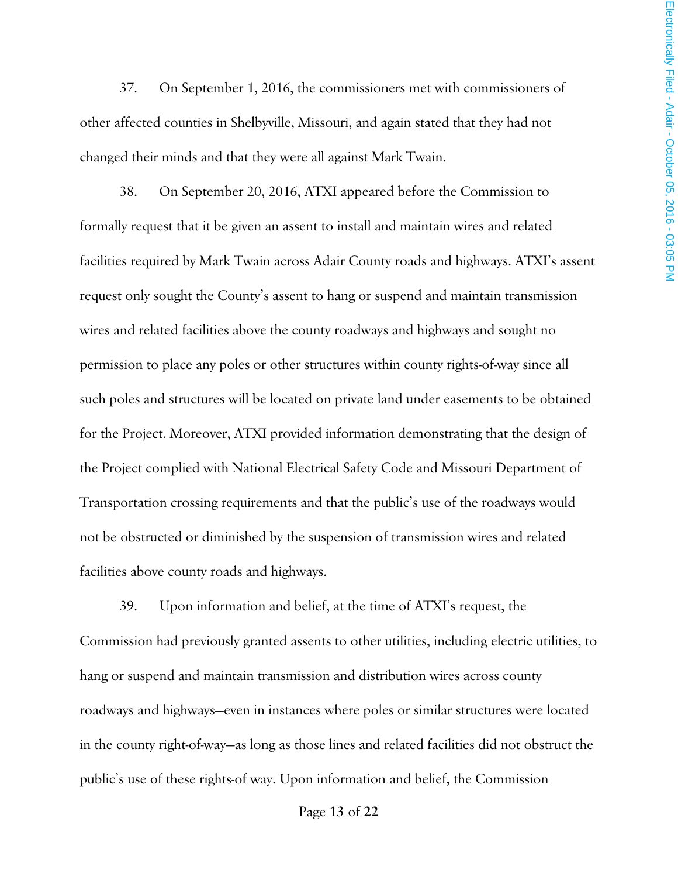37. On September 1, 2016, the commissioners met with commissioners of other affected counties in Shelbyville, Missouri, and again stated that they had not changed their minds and that they were all against Mark Twain.

38. On September 20, 2016, ATXI appeared before the Commission to formally request that it be given an assent to install and maintain wires and related facilities required by Mark Twain across Adair County roads and highways. ATXI's assent request only sought the County's assent to hang or suspend and maintain transmission wires and related facilities above the county roadways and highways and sought no permission to place any poles or other structures within county rights-of-way since all such poles and structures will be located on private land under easements to be obtained for the Project. Moreover, ATXI provided information demonstrating that the design of the Project complied with National Electrical Safety Code and Missouri Department of Transportation crossing requirements and that the public's use of the roadways would not be obstructed or diminished by the suspension of transmission wires and related facilities above county roads and highways.

39. Upon information and belief, at the time of ATXI's request, the Commission had previously granted assents to other utilities, including electric utilities, to hang or suspend and maintain transmission and distribution wires across county roadways and highways—even in instances where poles or similar structures were located in the county right-of-way—as long as those lines and related facilities did not obstruct the public's use of these rights-of way. Upon information and belief, the Commission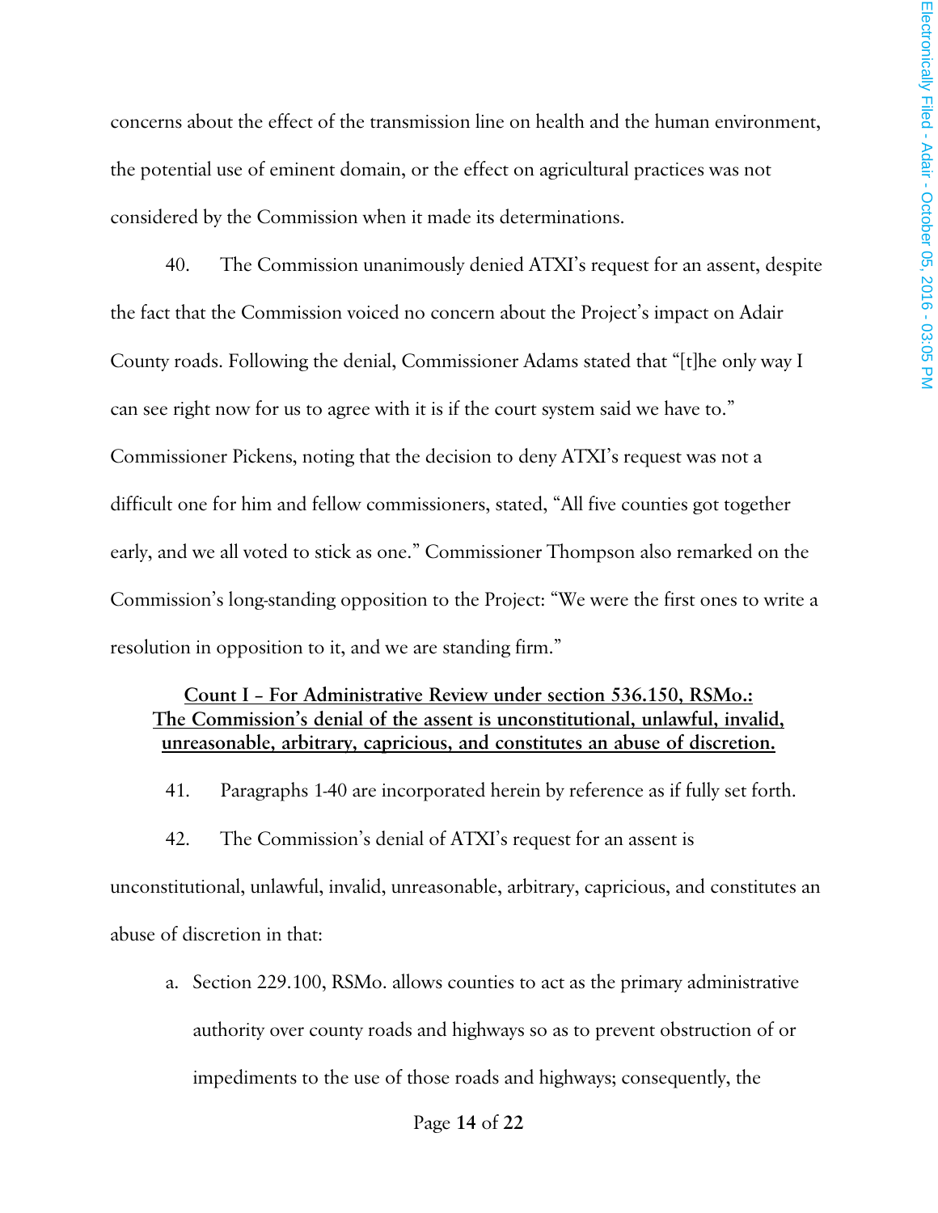concerns about the effect of the transmission line on health and the human environment, the potential use of eminent domain, or the effect on agricultural practices was not considered by the Commission when it made its determinations.

40. The Commission unanimously denied ATXI's request for an assent, despite the fact that the Commission voiced no concern about the Project's impact on Adair County roads. Following the denial, Commissioner Adams stated that "[t]he only way I can see right now for us to agree with it is if the court system said we have to." Commissioner Pickens, noting that the decision to deny ATXI's request was not a difficult one for him and fellow commissioners, stated, "All five counties got together early, and we all voted to stick as one." Commissioner Thompson also remarked on the Commission's long-standing opposition to the Project: "We were the first ones to write a resolution in opposition to it, and we are standing firm."

**Count I – For Administrative Review under section 536.150, RSMo.: The Commission's denial of the assent is unconstitutional, unlawful, invalid, unreasonable, arbitrary, capricious, and constitutes an abuse of discretion.**

41. Paragraphs 1-40 are incorporated herein by reference as if fully set forth.

42. The Commission's denial of ATXI's request for an assent is unconstitutional, unlawful, invalid, unreasonable, arbitrary, capricious, and constitutes an abuse of discretion in that:

a. Section 229.100, RSMo. allows counties to act as the primary administrative authority over county roads and highways so as to prevent obstruction of or impediments to the use of those roads and highways; consequently, the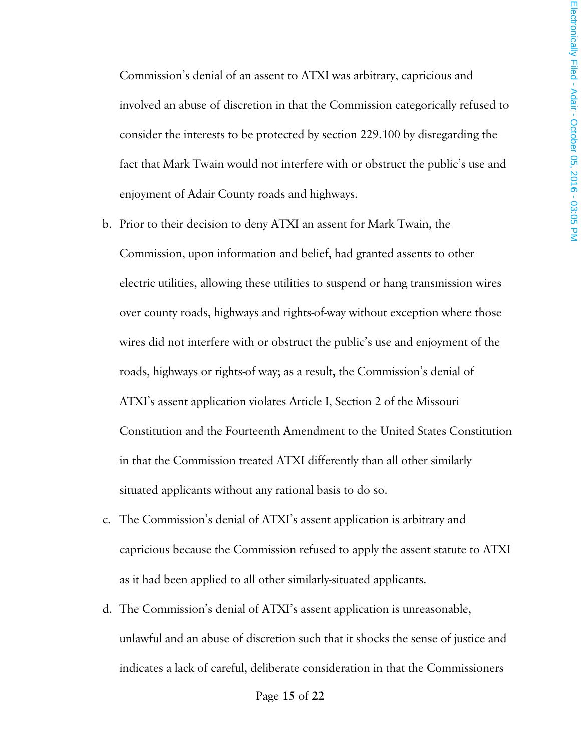Commission's denial of an assent to ATXI was arbitrary, capricious and involved an abuse of discretion in that the Commission categorically refused to consider the interests to be protected by section 229.100 by disregarding the fact that Mark Twain would not interfere with or obstruct the public's use and enjoyment of Adair County roads and highways.

b. Prior to their decision to deny ATXI an assent for Mark Twain, the Commission, upon information and belief, had granted assents to other electric utilities, allowing these utilities to suspend or hang transmission wires over county roads, highways and rights-of-way without exception where those wires did not interfere with or obstruct the public's use and enjoyment of the roads, highways or rights-of way; as a result, the Commission's denial of ATXI's assent application violates Article I, Section 2 of the Missouri Constitution and the Fourteenth Amendment to the United States Constitution in that the Commission treated ATXI differently than all other similarly situated applicants without any rational basis to do so.

c. The Commission's denial of ATXI's assent application is arbitrary and capricious because the Commission refused to apply the assent statute to ATXI as it had been applied to all other similarly-situated applicants.

d. The Commission's denial of ATXI's assent application is unreasonable, unlawful and an abuse of discretion such that it shocks the sense of justice and indicates a lack of careful, deliberate consideration in that the Commissioners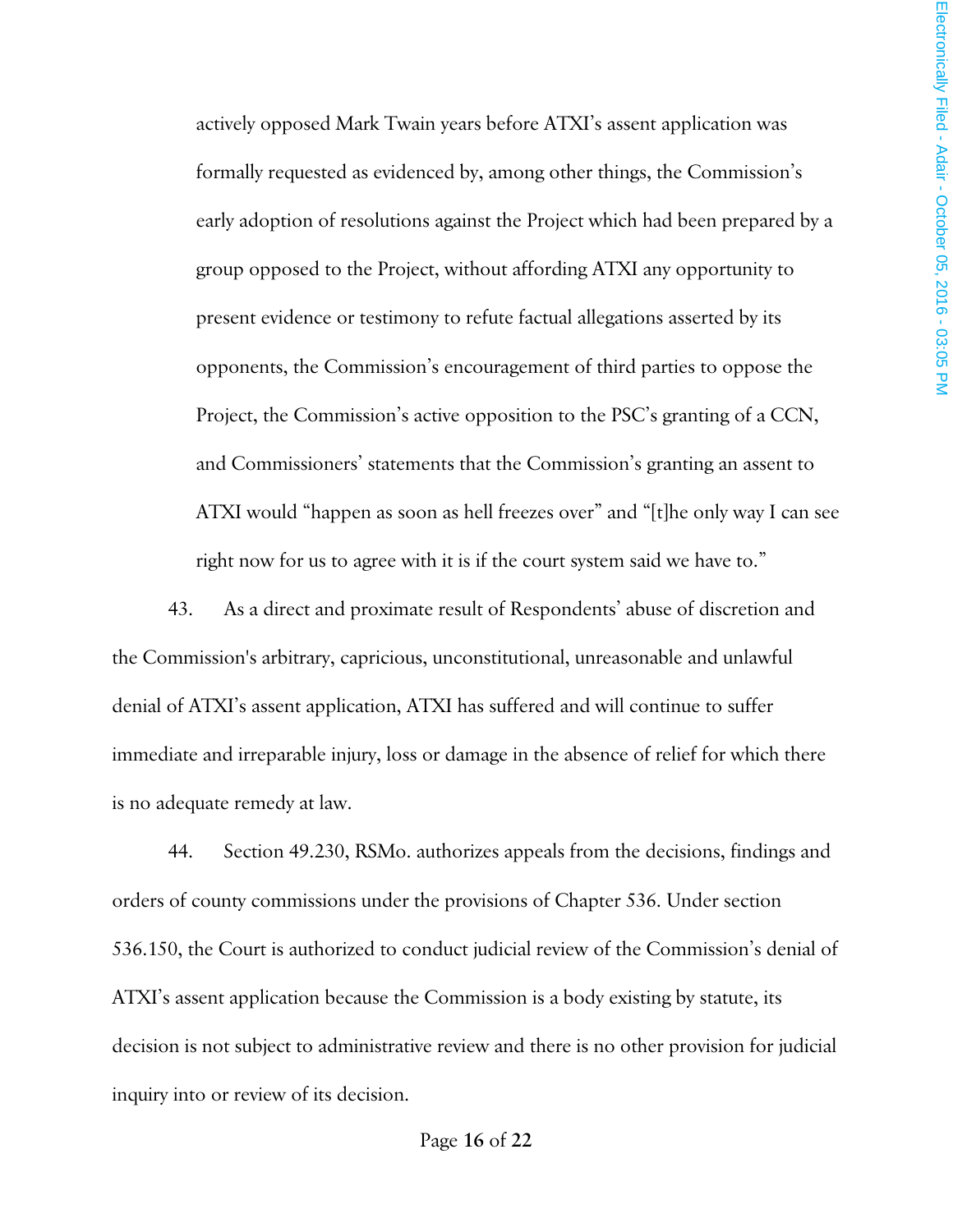actively opposed Mark Twain years before ATXI's assent application was formally requested as evidenced by, among other things, the Commission's early adoption of resolutions against the Project which had been prepared by a group opposed to the Project, without affording ATXI any opportunity to present evidence or testimony to refute factual allegations asserted by its opponents, the Commission's encouragement of third parties to oppose the Project, the Commission's active opposition to the PSC's granting of a CCN, and Commissioners' statements that the Commission's granting an assent to ATXI would "happen as soon as hell freezes over" and "[t]he only way I can see right now for us to agree with it is if the court system said we have to."

43. As a direct and proximate result of Respondents' abuse of discretion and the Commission's arbitrary, capricious, unconstitutional, unreasonable and unlawful denial of ATXI's assent application, ATXI has suffered and will continue to suffer immediate and irreparable injury, loss or damage in the absence of relief for which there is no adequate remedy at law.

44. Section 49.230, RSMo. authorizes appeals from the decisions, findings and orders of county commissions under the provisions of Chapter 536. Under section 536.150, the Court is authorized to conduct judicial review of the Commission's denial of ATXI's assent application because the Commission is a body existing by statute, its decision is not subject to administrative review and there is no other provision for judicial inquiry into or review of its decision.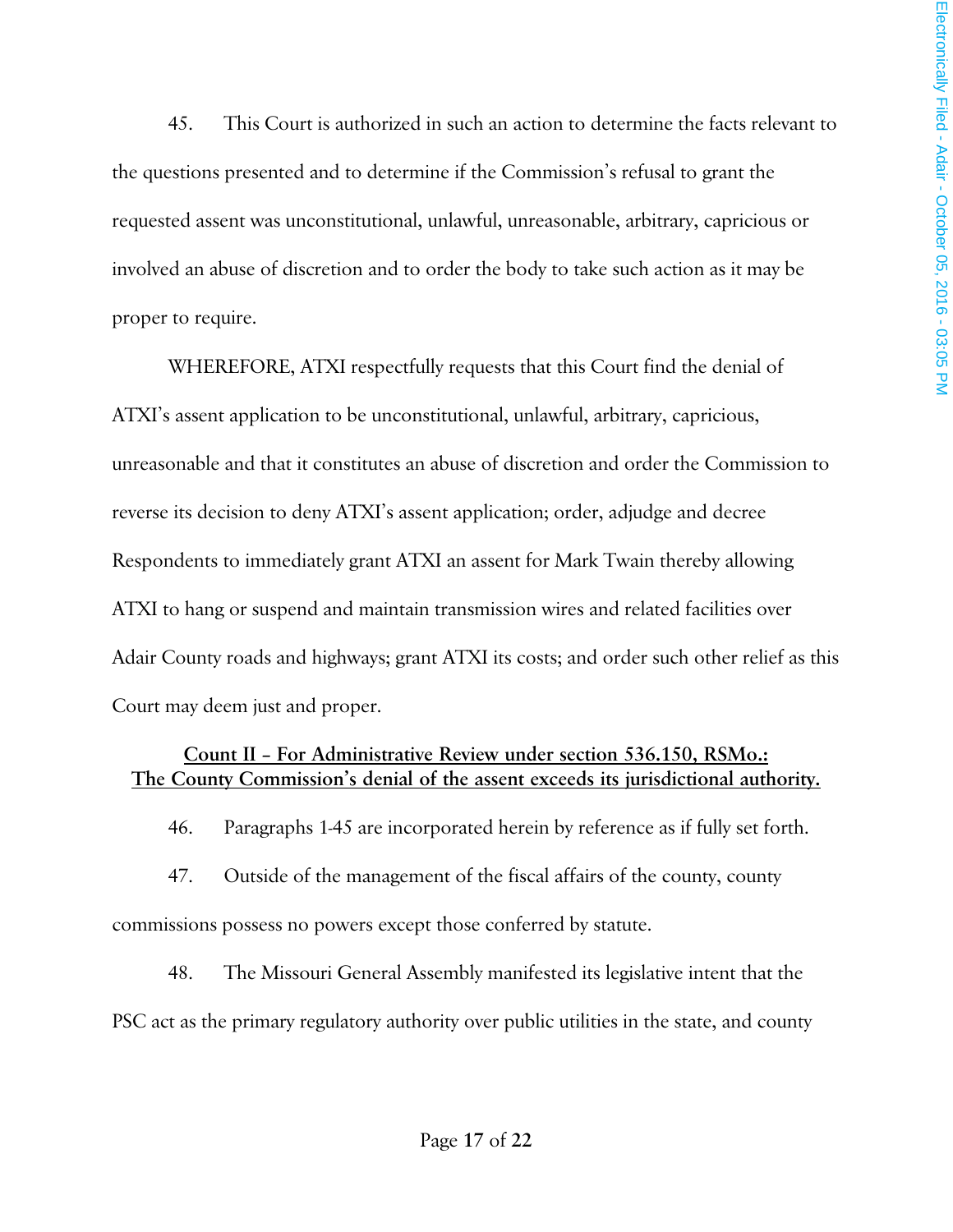45. This Court is authorized in such an action to determine the facts relevant to the questions presented and to determine if the Commission's refusal to grant the requested assent was unconstitutional, unlawful, unreasonable, arbitrary, capricious or involved an abuse of discretion and to order the body to take such action as it may be proper to require.

WHEREFORE, ATXI respectfully requests that this Court find the denial of ATXI's assent application to be unconstitutional, unlawful, arbitrary, capricious, unreasonable and that it constitutes an abuse of discretion and order the Commission to reverse its decision to deny ATXI's assent application; order, adjudge and decree Respondents to immediately grant ATXI an assent for Mark Twain thereby allowing ATXI to hang or suspend and maintain transmission wires and related facilities over Adair County roads and highways; grant ATXI its costs; and order such other relief as this Court may deem just and proper.

**Count II – For Administrative Review under section 536.150, RSMo.:**
**The County Commission's denial of the assent exceeds its jurisdictional authority.**

46. Paragraphs 1-45 are incorporated herein by reference as if fully set forth.

47. Outside of the management of the fiscal affairs of the county, county commissions possess no powers except those conferred by statute.

48. The Missouri General Assembly manifested its legislative intent that the PSC act as the primary regulatory authority over public utilities in the state, and county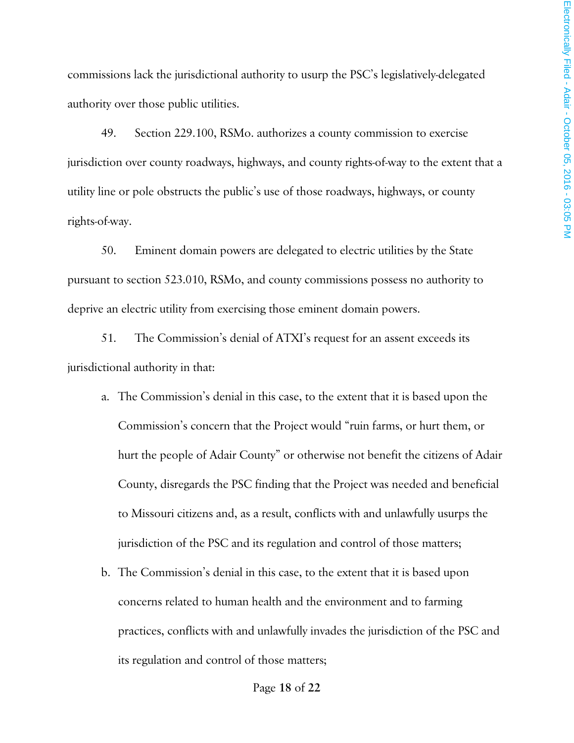commissions lack the jurisdictional authority to usurp the PSC's legislatively-delegated authority over those public utilities.

49. Section 229.100, RSMo. authorizes a county commission to exercise jurisdiction over county roadways, highways, and county rights-of-way to the extent that a utility line or pole obstructs the public's use of those roadways, highways, or county rights-of-way.

50. Eminent domain powers are delegated to electric utilities by the State pursuant to section 523.010, RSMo, and county commissions possess no authority to deprive an electric utility from exercising those eminent domain powers.

51. The Commission's denial of ATXI's request for an assent exceeds its jurisdictional authority in that:

a. The Commission's denial in this case, to the extent that it is based upon the Commission's concern that the Project would "ruin farms, or hurt them, or hurt the people of Adair County" or otherwise not benefit the citizens of Adair County, disregards the PSC finding that the Project was needed and beneficial to Missouri citizens and, as a result, conflicts with and unlawfully usurps the jurisdiction of the PSC and its regulation and control of those matters;

b. The Commission's denial in this case, to the extent that it is based upon concerns related to human health and the environment and to farming practices, conflicts with and unlawfully invades the jurisdiction of the PSC and its regulation and control of those matters;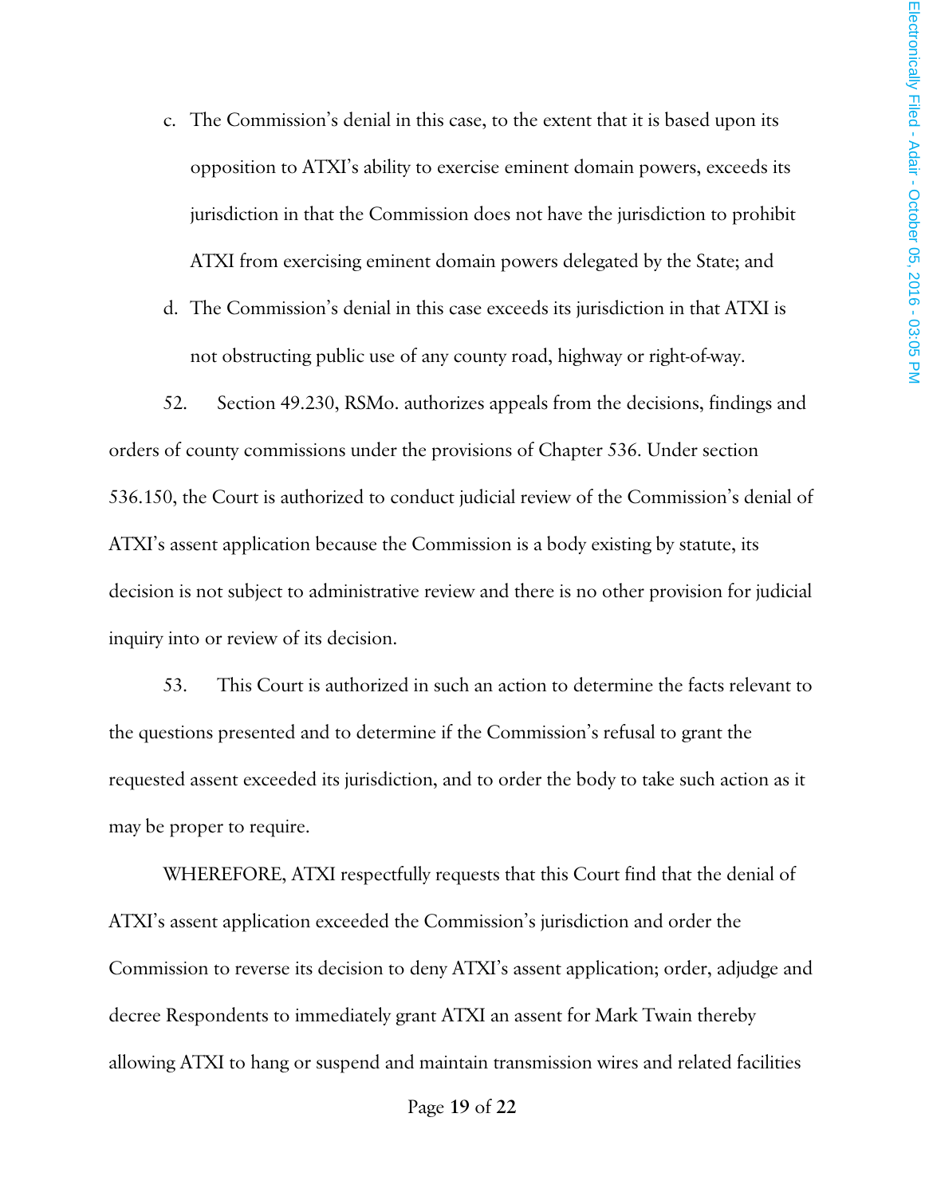c. The Commission's denial in this case, to the extent that it is based upon its opposition to ATXI's ability to exercise eminent domain powers, exceeds its jurisdiction in that the Commission does not have the jurisdiction to prohibit ATXI from exercising eminent domain powers delegated by the State; and

d. The Commission's denial in this case exceeds its jurisdiction in that ATXI is not obstructing public use of any county road, highway or right-of-way.

52. Section 49.230, RSMo. authorizes appeals from the decisions, findings and orders of county commissions under the provisions of Chapter 536. Under section 536.150, the Court is authorized to conduct judicial review of the Commission's denial of ATXI's assent application because the Commission is a body existing by statute, its decision is not subject to administrative review and there is no other provision for judicial inquiry into or review of its decision.

53. This Court is authorized in such an action to determine the facts relevant to the questions presented and to determine if the Commission's refusal to grant the requested assent exceeded its jurisdiction, and to order the body to take such action as it may be proper to require.

WHEREFORE, ATXI respectfully requests that this Court find that the denial of ATXI's assent application exceeded the Commission's jurisdiction and order the Commission to reverse its decision to deny ATXI's assent application; order, adjudge and decree Respondents to immediately grant ATXI an assent for Mark Twain thereby allowing ATXI to hang or suspend and maintain transmission wires and related facilities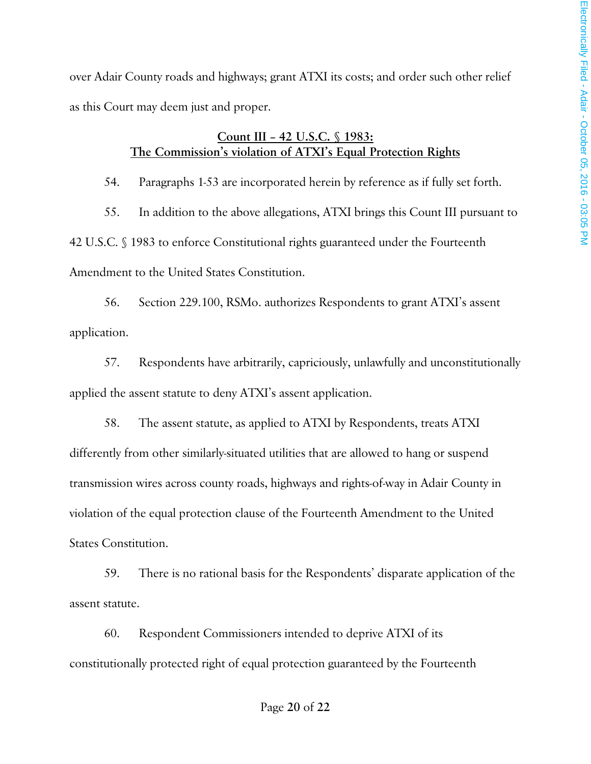over Adair County roads and highways; grant ATXI its costs; and order such other relief as this Court may deem just and proper.

**Count III – 42 U.S.C. § 1983:**
**The Commission's violation of ATXI's Equal Protection Rights**

54. Paragraphs 1-53 are incorporated herein by reference as if fully set forth.

55. In addition to the above allegations, ATXI brings this Count III pursuant to 42 U.S.C. § 1983 to enforce Constitutional rights guaranteed under the Fourteenth Amendment to the United States Constitution.

56. Section 229.100, RSMo. authorizes Respondents to grant ATXI's assent application.

57. Respondents have arbitrarily, capriciously, unlawfully and unconstitutionally applied the assent statute to deny ATXI's assent application.

58. The assent statute, as applied to ATXI by Respondents, treats ATXI differently from other similarly-situated utilities that are allowed to hang or suspend transmission wires across county roads, highways and rights-of-way in Adair County in violation of the equal protection clause of the Fourteenth Amendment to the United States Constitution.

59. There is no rational basis for the Respondents' disparate application of the assent statute.

60. Respondent Commissioners intended to deprive ATXI of its constitutionally protected right of equal protection guaranteed by the Fourteenth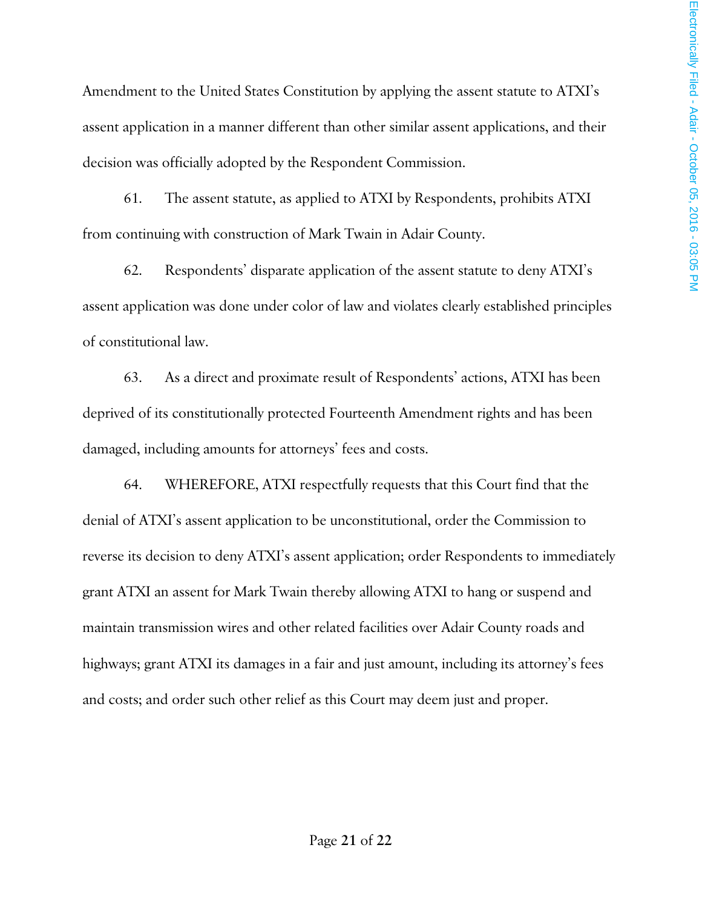Amendment to the United States Constitution by applying the assent statute to ATXI's assent application in a manner different than other similar assent applications, and their decision was officially adopted by the Respondent Commission.

61. The assent statute, as applied to ATXI by Respondents, prohibits ATXI from continuing with construction of Mark Twain in Adair County.

62. Respondents' disparate application of the assent statute to deny ATXI's assent application was done under color of law and violates clearly established principles of constitutional law.

63. As a direct and proximate result of Respondents' actions, ATXI has been deprived of its constitutionally protected Fourteenth Amendment rights and has been damaged, including amounts for attorneys' fees and costs.

64. WHEREFORE, ATXI respectfully requests that this Court find that the denial of ATXI's assent application to be unconstitutional, order the Commission to reverse its decision to deny ATXI's assent application; order Respondents to immediately grant ATXI an assent for Mark Twain thereby allowing ATXI to hang or suspend and maintain transmission wires and other related facilities over Adair County roads and highways; grant ATXI its damages in a fair and just amount, including its attorney's fees and costs; and order such other relief as this Court may deem just and proper.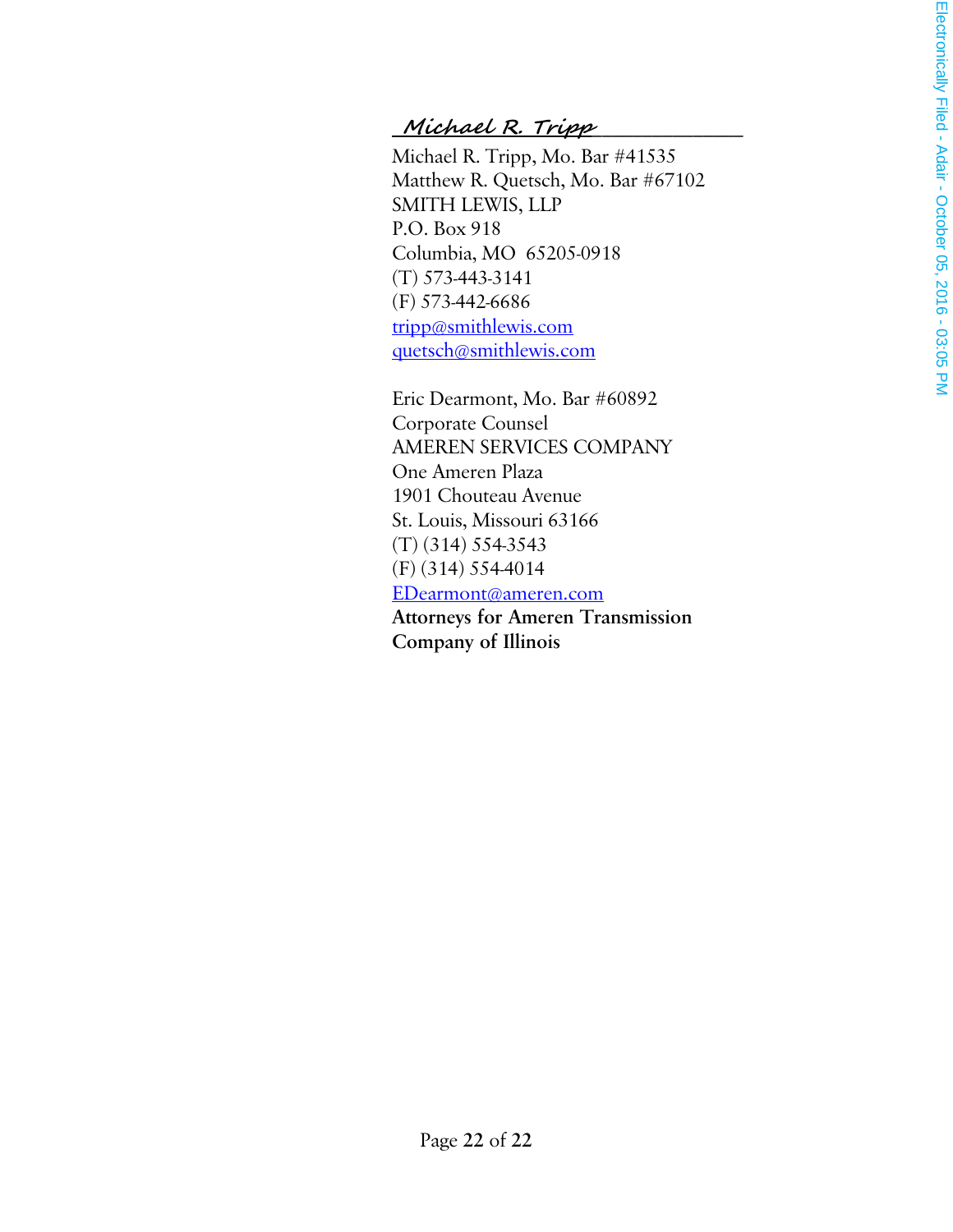_Michael R. Tripp_\_\_\_\_\_\_\_\_\_\_\_\_

Michael R. Tripp, Mo. Bar #41535
Matthew R. Quetsch, Mo. Bar #67102
SMITH LEWIS, LLP
P.O. Box 918
Columbia, MO 65205-0918
(T) 573-443-3141
(F) 573-442-6686
tripp@smithlewis.com
quetsch@smithlewis.com

Eric Dearmont, Mo. Bar #60892
Corporate Counsel
AMEREN SERVICES COMPANY
One Ameren Plaza
1901 Chouteau Avenue
St. Louis, Missouri 63166
(T) (314) 554-3543
(F) (314) 554-4014
EDearmont@ameren.com
**Attorneys for Ameren Transmission Company of Illinois**